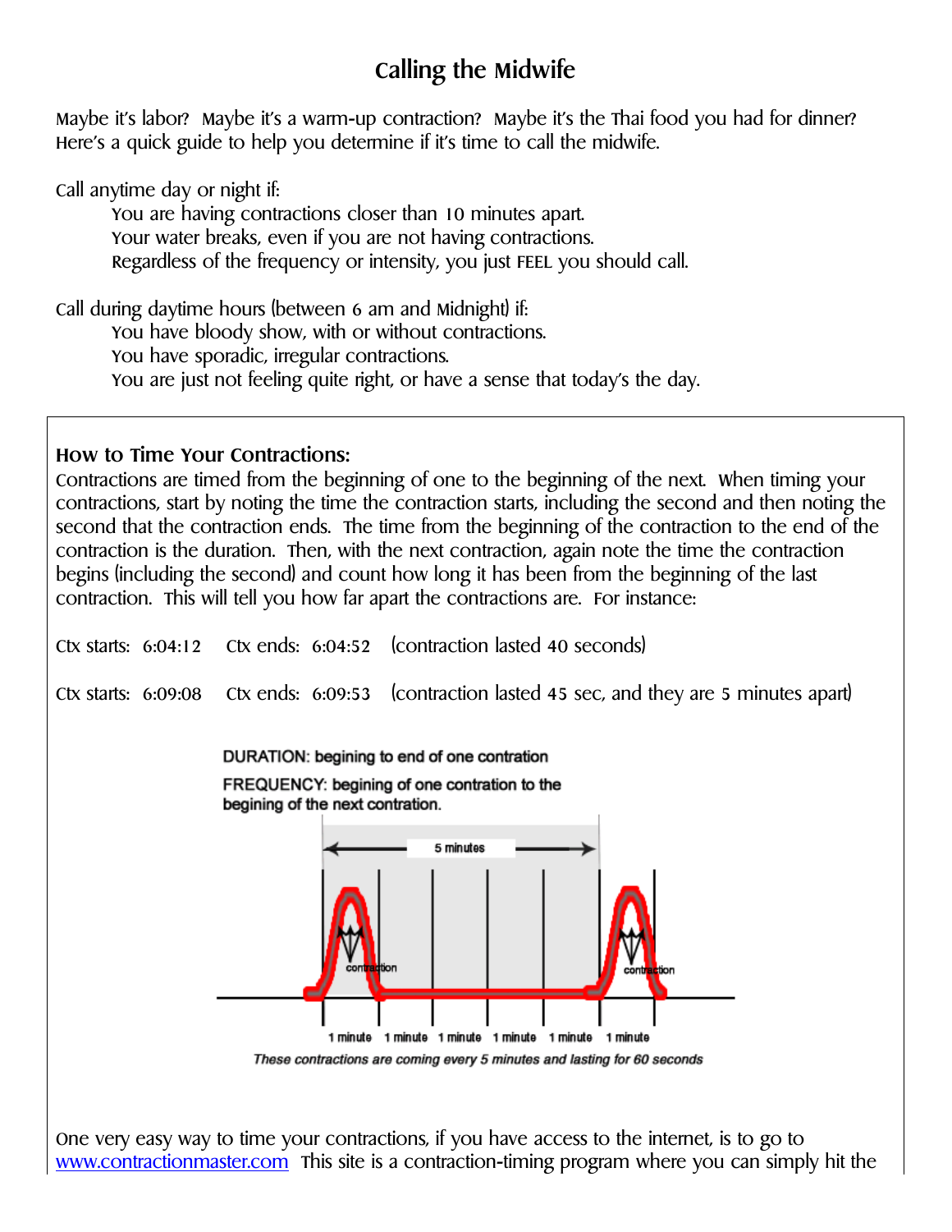# Calling the Midwife

Maybe it's labor? Maybe it's a warm-up contraction? Maybe it's the Thai food you had for dinner? Here's a quick guide to help you determine if it's time to call the midwife.

Call anytime day or night if:

- You are having contractions closer than 10 minutes apart.
- Your water breaks, even if you are not having contractions.
- Regardless of the frequency or intensity, you just FEEL you should call.

Call during daytime hours (between 6 am and Midnight) if:

- You have bloody show, with or without contractions.
- You have sporadic, irregular contractions.
- You are just not feeling quite right, or have a sense that today's the day.

## How to Time Your Contractions:

Contractions are timed from the beginning of one to the beginning of the next. When timing your contractions, start by noting the time the contraction starts, including the second and then noting the second that the contraction ends. The time from the beginning of the contraction to the end of the contraction is the duration. Then, with the next contraction, again note the time the contraction begins (including the second) and count how long it has been from the beginning of the last contraction. This will tell you how far apart the contractions are. For instance:

Ctx starts: 6:04:12 Ctx ends: 6:04:52 (contraction lasted 40 seconds)

Ctx starts: 6:09:08 Ctx ends: 6:09:53 (contraction lasted 45 sec, and they are 5 minutes apart)

DURATION: begining to end of one contration

FREQUENCY: begining of one contration to the begining of the next contration.

*These contractions are coming every 5 minutes and lasting for 60 seconds*

One very easy way to time your contractions, if you have access to the internet, is to go to www.contractionmaster.com This site is a contraction-timing program where you can simply hit the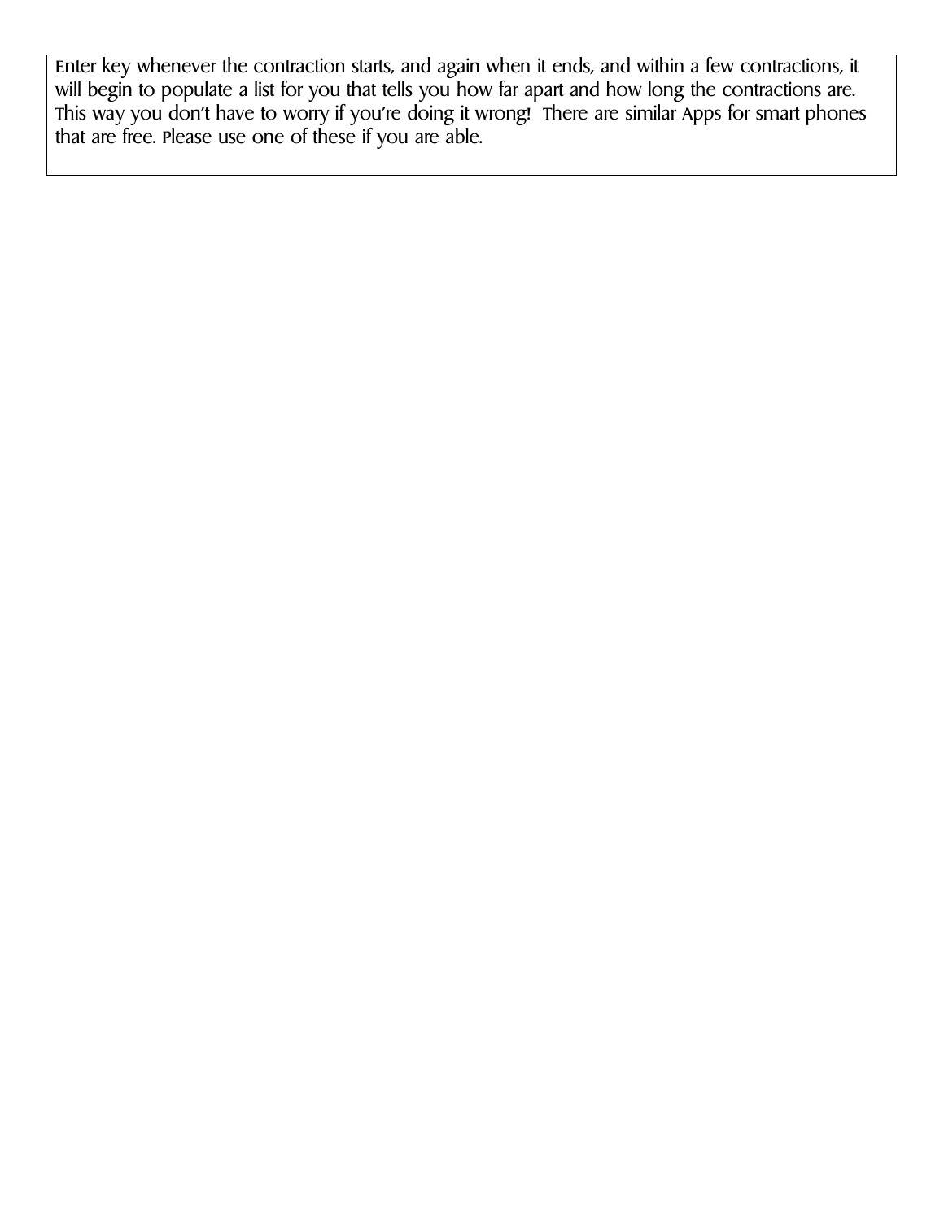Enter key whenever the contraction starts, and again when it ends, and within a few contractions, it will begin to populate a list for you that tells you how far apart and how long the contractions are. This way you don't have to worry if you're doing it wrong! There are similar Apps for smart phones that are free. Please use one of these if you are able.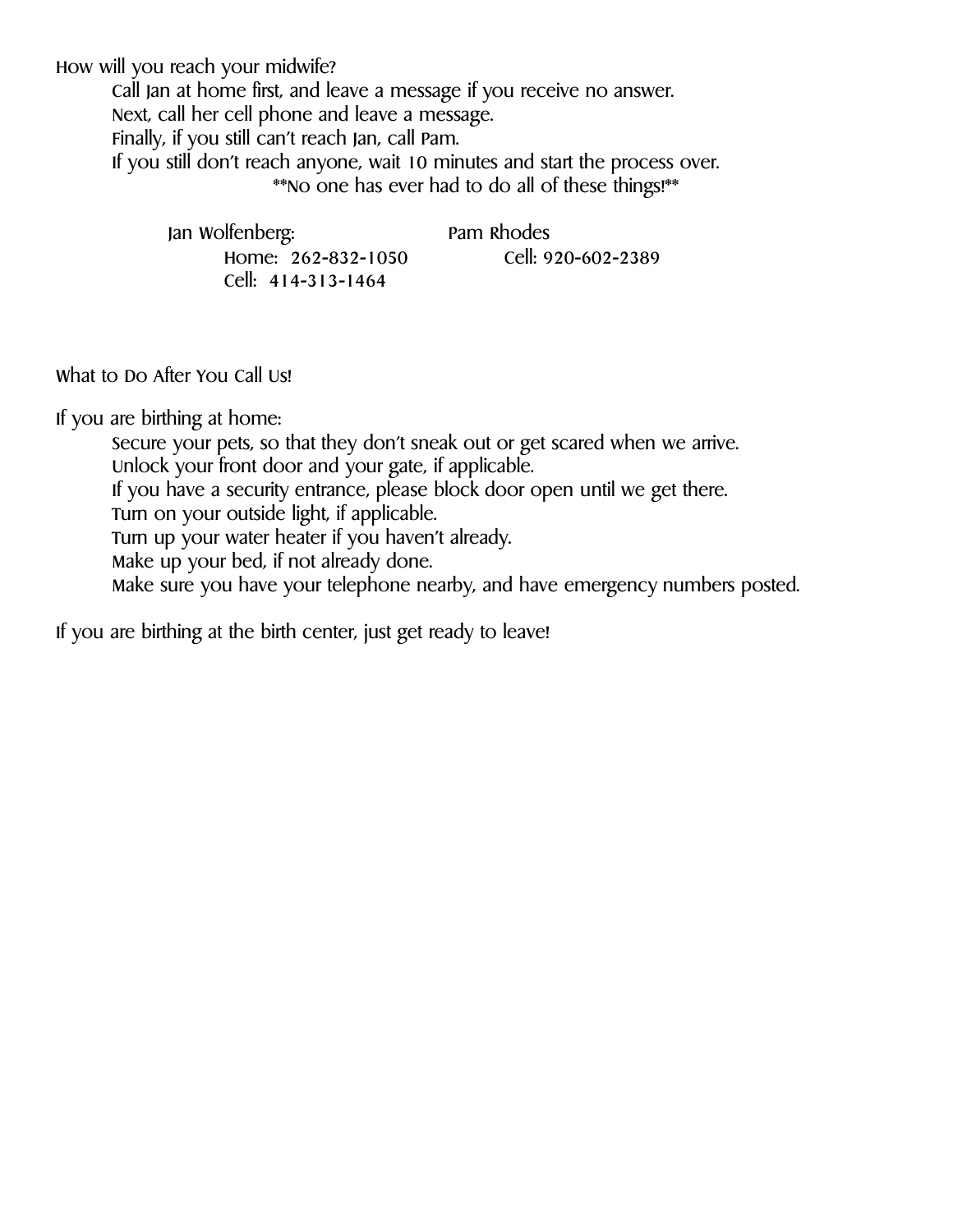How will you reach your midwife?

Call Jan at home first, and leave a message if you receive no answer.
Next, call her cell phone and leave a message.
Finally, if you still can't reach Jan, call Pam.
If you still don't reach anyone, wait 10 minutes and start the process over.

**No one has ever had to do all of these things!**

Jan Wolfenberg:
Home: 262-832-1050
Cell: 414-313-1464

Pam Rhodes
Cell: 920-602-2389

What to Do After You Call Us!

If you are birthing at home:

Secure your pets, so that they don't sneak out or get scared when we arrive.
Unlock your front door and your gate, if applicable.
If you have a security entrance, please block door open until we get there.
Turn on your outside light, if applicable.
Turn up your water heater if you haven't already.
Make up your bed, if not already done.
Make sure you have your telephone nearby, and have emergency numbers posted.

If you are birthing at the birth center, just get ready to leave!